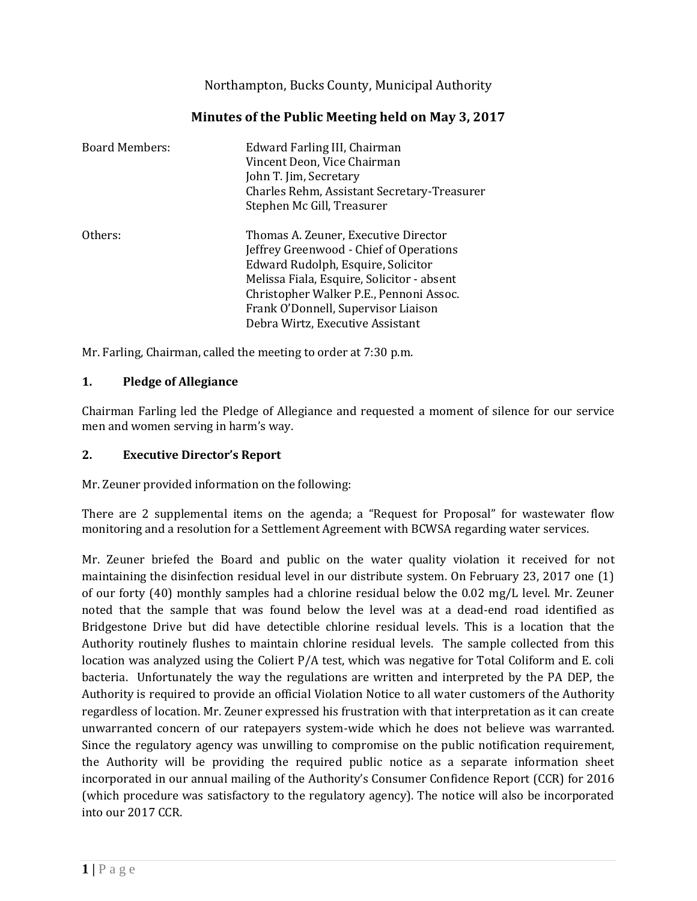Northampton, Bucks County, Municipal Authority

# Minutes of the Public Meeting held on May 3, 2017

| | |
|---|---|
| Board Members: | Edward Farling III, Chairman<br>Vincent Deon, Vice Chairman<br>John T. Jim, Secretary<br>Charles Rehm, Assistant Secretary-Treasurer<br>Stephen Mc Gill, Treasurer |
| Others: | Thomas A. Zeuner, Executive Director<br>Jeffrey Greenwood - Chief of Operations<br>Edward Rudolph, Esquire, Solicitor<br>Melissa Fiala, Esquire, Solicitor - absent<br>Christopher Walker P.E., Pennoni Assoc.<br>Frank O'Donnell, Supervisor Liaison<br>Debra Wirtz, Executive Assistant |

Mr. Farling, Chairman, called the meeting to order at 7:30 p.m.

## 1. Pledge of Allegiance

Chairman Farling led the Pledge of Allegiance and requested a moment of silence for our service men and women serving in harm's way.

## 2. Executive Director's Report

Mr. Zeuner provided information on the following:

There are 2 supplemental items on the agenda; a "Request for Proposal" for wastewater flow monitoring and a resolution for a Settlement Agreement with BCWSA regarding water services.

Mr. Zeuner briefed the Board and public on the water quality violation it received for not maintaining the disinfection residual level in our distribute system. On February 23, 2017 one (1) of our forty (40) monthly samples had a chlorine residual below the 0.02 mg/L level. Mr. Zeuner noted that the sample that was found below the level was at a dead-end road identified as Bridgestone Drive but did have detectible chlorine residual levels. This is a location that the Authority routinely flushes to maintain chlorine residual levels. The sample collected from this location was analyzed using the Coliert P/A test, which was negative for Total Coliform and E. coli bacteria. Unfortunately the way the regulations are written and interpreted by the PA DEP, the Authority is required to provide an official Violation Notice to all water customers of the Authority regardless of location. Mr. Zeuner expressed his frustration with that interpretation as it can create unwarranted concern of our ratepayers system-wide which he does not believe was warranted. Since the regulatory agency was unwilling to compromise on the public notification requirement, the Authority will be providing the required public notice as a separate information sheet incorporated in our annual mailing of the Authority's Consumer Confidence Report (CCR) for 2016 (which procedure was satisfactory to the regulatory agency). The notice will also be incorporated into our 2017 CCR.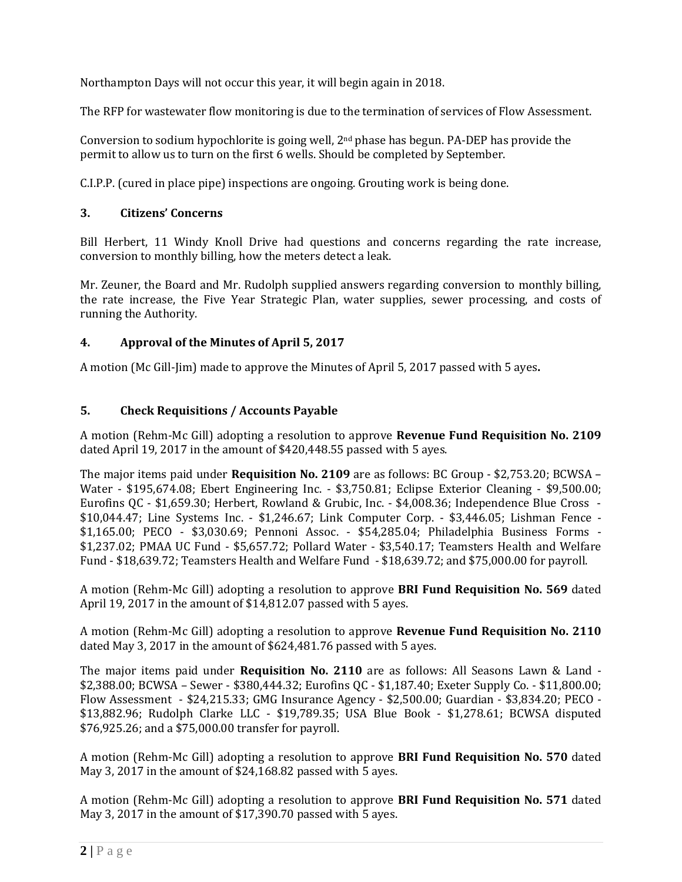Northampton Days will not occur this year, it will begin again in 2018.

The RFP for wastewater flow monitoring is due to the termination of services of Flow Assessment.

Conversion to sodium hypochlorite is going well, 2nd phase has begun. PA-DEP has provide the permit to allow us to turn on the first 6 wells. Should be completed by September.

C.I.P.P. (cured in place pipe) inspections are ongoing. Grouting work is being done.

### 3. Citizens' Concerns

Bill Herbert, 11 Windy Knoll Drive had questions and concerns regarding the rate increase, conversion to monthly billing, how the meters detect a leak.

Mr. Zeuner, the Board and Mr. Rudolph supplied answers regarding conversion to monthly billing, the rate increase, the Five Year Strategic Plan, water supplies, sewer processing, and costs of running the Authority.

### 4. Approval of the Minutes of April 5, 2017

A motion (Mc Gill-Jim) made to approve the Minutes of April 5, 2017 passed with 5 ayes**.**

### 5. Check Requisitions / Accounts Payable

A motion (Rehm-Mc Gill) adopting a resolution to approve **Revenue Fund Requisition No. 2109** dated April 19, 2017 in the amount of $420,448.55 passed with 5 ayes.

The major items paid under **Requisition No. 2109** are as follows: BC Group - $2,753.20; BCWSA – Water - $195,674.08; Ebert Engineering Inc. - $3,750.81; Eclipse Exterior Cleaning - $9,500.00; Eurofins QC - $1,659.30; Herbert, Rowland & Grubic, Inc. - $4,008.36; Independence Blue Cross - $10,044.47; Line Systems Inc. - $1,246.67; Link Computer Corp. - $3,446.05; Lishman Fence - $1,165.00; PECO - $3,030.69; Pennoni Assoc. - $54,285.04; Philadelphia Business Forms - $1,237.02; PMAA UC Fund - $5,657.72; Pollard Water - $3,540.17; Teamsters Health and Welfare Fund - $18,639.72; Teamsters Health and Welfare Fund - $18,639.72; and $75,000.00 for payroll.

A motion (Rehm-Mc Gill) adopting a resolution to approve **BRI Fund Requisition No. 569** dated April 19, 2017 in the amount of $14,812.07 passed with 5 ayes.

A motion (Rehm-Mc Gill) adopting a resolution to approve **Revenue Fund Requisition No. 2110** dated May 3, 2017 in the amount of $624,481.76 passed with 5 ayes.

The major items paid under **Requisition No. 2110** are as follows: All Seasons Lawn & Land - $2,388.00; BCWSA – Sewer - $380,444.32; Eurofins QC - $1,187.40; Exeter Supply Co. - $11,800.00; Flow Assessment - $24,215.33; GMG Insurance Agency - $2,500.00; Guardian - $3,834.20; PECO - $13,882.96; Rudolph Clarke LLC - $19,789.35; USA Blue Book - $1,278.61; BCWSA disputed $76,925.26; and a $75,000.00 transfer for payroll.

A motion (Rehm-Mc Gill) adopting a resolution to approve **BRI Fund Requisition No. 570** dated May 3, 2017 in the amount of $24,168.82 passed with 5 ayes.

A motion (Rehm-Mc Gill) adopting a resolution to approve **BRI Fund Requisition No. 571** dated May 3, 2017 in the amount of $17,390.70 passed with 5 ayes.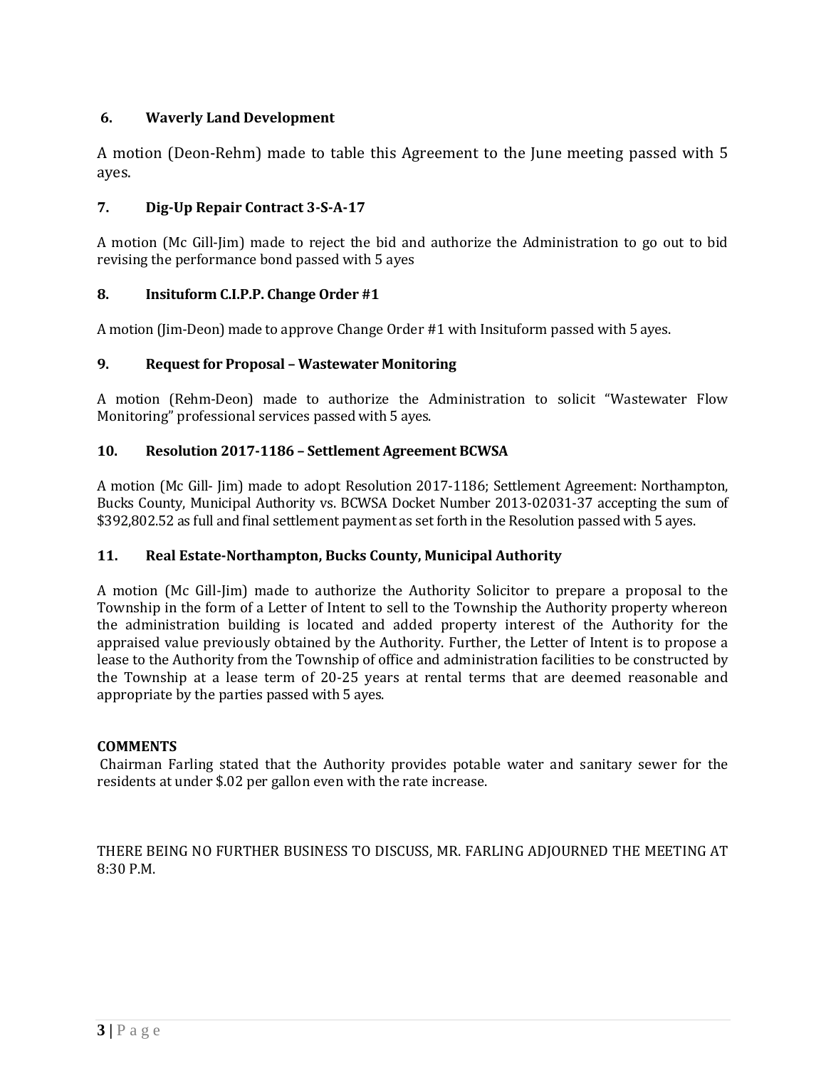**6. Waverly Land Development**

A motion (Deon-Rehm) made to table this Agreement to the June meeting passed with 5 ayes.

**7. Dig-Up Repair Contract 3-S-A-17**

A motion (Mc Gill-Jim) made to reject the bid and authorize the Administration to go out to bid revising the performance bond passed with 5 ayes

**8. Insituform C.I.P.P. Change Order #1**

A motion (Jim-Deon) made to approve Change Order #1 with Insituform passed with 5 ayes.

**9. Request for Proposal – Wastewater Monitoring**

A motion (Rehm-Deon) made to authorize the Administration to solicit "Wastewater Flow Monitoring" professional services passed with 5 ayes.

**10. Resolution 2017-1186 – Settlement Agreement BCWSA**

A motion (Mc Gill- Jim) made to adopt Resolution 2017-1186; Settlement Agreement: Northampton, Bucks County, Municipal Authority vs. BCWSA Docket Number 2013-02031-37 accepting the sum of $392,802.52 as full and final settlement payment as set forth in the Resolution passed with 5 ayes.

**11. Real Estate-Northampton, Bucks County, Municipal Authority**

A motion (Mc Gill-Jim) made to authorize the Authority Solicitor to prepare a proposal to the Township in the form of a Letter of Intent to sell to the Township the Authority property whereon the administration building is located and added property interest of the Authority for the appraised value previously obtained by the Authority. Further, the Letter of Intent is to propose a lease to the Authority from the Township of office and administration facilities to be constructed by the Township at a lease term of 20-25 years at rental terms that are deemed reasonable and appropriate by the parties passed with 5 ayes.

**COMMENTS**

Chairman Farling stated that the Authority provides potable water and sanitary sewer for the residents at under $.02 per gallon even with the rate increase.

THERE BEING NO FURTHER BUSINESS TO DISCUSS, MR. FARLING ADJOURNED THE MEETING AT 8:30 P.M.